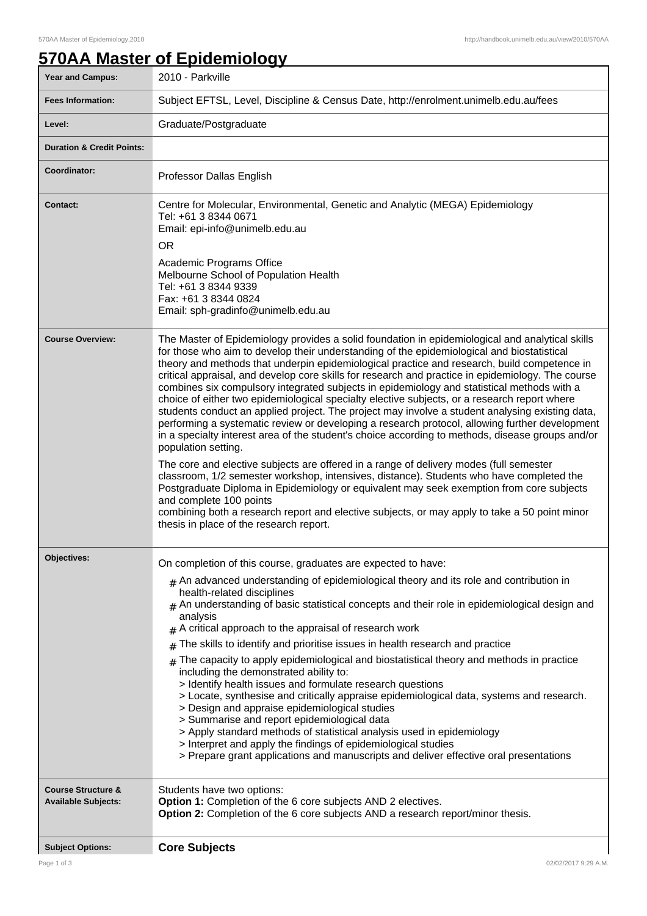# 570AA Master of Epidemiology

| | |
|---|---|
| **Year and Campus:** | 2010 - Parkville |
| **Fees Information:** | Subject EFTSL, Level, Discipline & Census Date, http://enrolment.unimelb.edu.au/fees |
| **Level:** | Graduate/Postgraduate |
| **Duration & Credit Points:** | |
| **Coordinator:** | Professor Dallas English |
| **Contact:** | Centre for Molecular, Environmental, Genetic and Analytic (MEGA) Epidemiology<br>Tel: +61 3 8344 0671<br>Email: epi-info@unimelb.edu.au<br>OR<br>Academic Programs Office<br>Melbourne School of Population Health<br>Tel: +61 3 8344 9339<br>Fax: +61 3 8344 0824<br>Email: sph-gradinfo@unimelb.edu.au |
| **Course Overview:** | The Master of Epidemiology provides a solid foundation in epidemiological and analytical skills for those who aim to develop their understanding of the epidemiological and biostatistical theory and methods that underpin epidemiological practice and research, build competence in critical appraisal, and develop core skills for research and practice in epidemiology. The course combines six compulsory integrated subjects in epidemiology and statistical methods with a choice of either two epidemiological specialty elective subjects, or a research report where students conduct an applied project. The project may involve a student analysing existing data, performing a systematic review or developing a research protocol, allowing further development in a specialty interest area of the student's choice according to methods, disease groups and/or population setting.<br><br>The core and elective subjects are offered in a range of delivery modes (full semester classroom, 1/2 semester workshop, intensives, distance). Students who have completed the Postgraduate Diploma in Epidemiology or equivalent may seek exemption from core subjects and complete 100 points combining both a research report and elective subjects, or may apply to take a 50 point minor thesis in place of the research report. |
| **Objectives:** | On completion of this course, graduates are expected to have:<br># An advanced understanding of epidemiological theory and its role and contribution in health-related disciplines<br># An understanding of basic statistical concepts and their role in epidemiological design and analysis<br># A critical approach to the appraisal of research work<br># The skills to identify and prioritise issues in health research and practice<br># The capacity to apply epidemiological and biostatistical theory and methods in practice including the demonstrated ability to:<br>> Identify health issues and formulate research questions<br>> Locate, synthesise and critically appraise epidemiological data, systems and research.<br>> Design and appraise epidemiological studies<br>> Summarise and report epidemiological data<br>> Apply standard methods of statistical analysis used in epidemiology<br>> Interpret and apply the findings of epidemiological studies<br>> Prepare grant applications and manuscripts and deliver effective oral presentations |
| **Course Structure & Available Subjects:** | Students have two options:<br>**Option 1:** Completion of the 6 core subjects AND 2 electives.<br>**Option 2:** Completion of the 6 core subjects AND a research report/minor thesis. |
| **Subject Options:** | **Core Subjects** |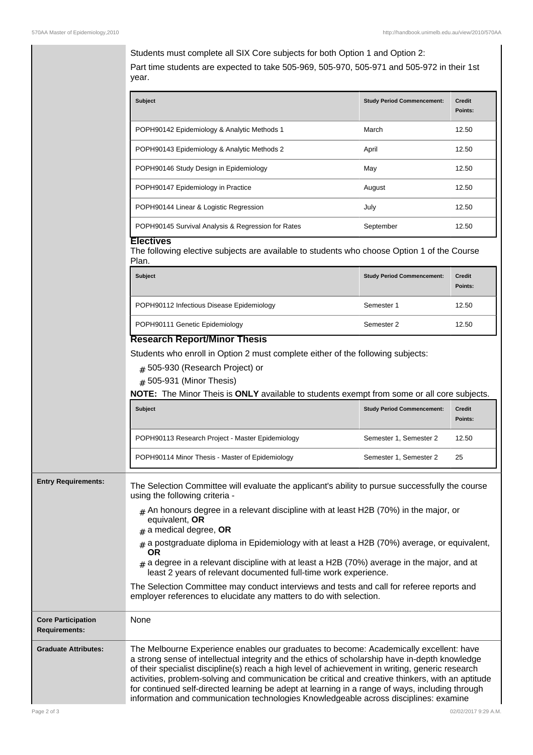Students must complete all SIX Core subjects for both Option 1 and Option 2:

Part time students are expected to take 505-969, 505-970, 505-971 and 505-972 in their 1st year.

| Subject | Study Period Commencement: | Credit Points: |
| --- | --- | --- |
| POPH90142 Epidemiology & Analytic Methods 1 | March | 12.50 |
| POPH90143 Epidemiology & Analytic Methods 2 | April | 12.50 |
| POPH90146 Study Design in Epidemiology | May | 12.50 |
| POPH90147 Epidemiology in Practice | August | 12.50 |
| POPH90144 Linear & Logistic Regression | July | 12.50 |
| POPH90145 Survival Analysis & Regression for Rates | September | 12.50 |

**Electives**

The following elective subjects are available to students who choose Option 1 of the Course Plan.

| Subject | Study Period Commencement: | Credit Points: |
| --- | --- | --- |
| POPH90112 Infectious Disease Epidemiology | Semester 1 | 12.50 |
| POPH90111 Genetic Epidemiology | Semester 2 | 12.50 |

**Research Report/Minor Thesis**

Students who enroll in Option 2 must complete either of the following subjects:

- 505-930 (Research Project) or
- 505-931 (Minor Thesis)

**NOTE:** The Minor Thesis is **ONLY** available to students exempt from some or all core subjects.

| Subject | Study Period Commencement: | Credit Points: |
| --- | --- | --- |
| POPH90113 Research Project - Master Epidemiology | Semester 1, Semester 2 | 12.50 |
| POPH90114 Minor Thesis - Master of Epidemiology | Semester 1, Semester 2 | 25 |

**Entry Requirements:**

The Selection Committee will evaluate the applicant's ability to pursue successfully the course using the following criteria -

- An honours degree in a relevant discipline with at least H2B (70%) in the major, or equivalent, **OR**
- a medical degree, **OR**
- a postgraduate diploma in Epidemiology with at least a H2B (70%) average, or equivalent, **OR**
- a degree in a relevant discipline with at least a H2B (70%) average in the major, and at least 2 years of relevant documented full-time work experience.

The Selection Committee may conduct interviews and tests and call for referee reports and employer references to elucidate any matters to do with selection.

**Core Participation Requirements:**

None

**Graduate Attributes:**

The Melbourne Experience enables our graduates to become: Academically excellent: have a strong sense of intellectual integrity and the ethics of scholarship have in-depth knowledge of their specialist discipline(s) reach a high level of achievement in writing, generic research activities, problem-solving and communication be critical and creative thinkers, with an aptitude for continued self-directed learning be adept at learning in a range of ways, including through information and communication technologies Knowledgeable across disciplines: examine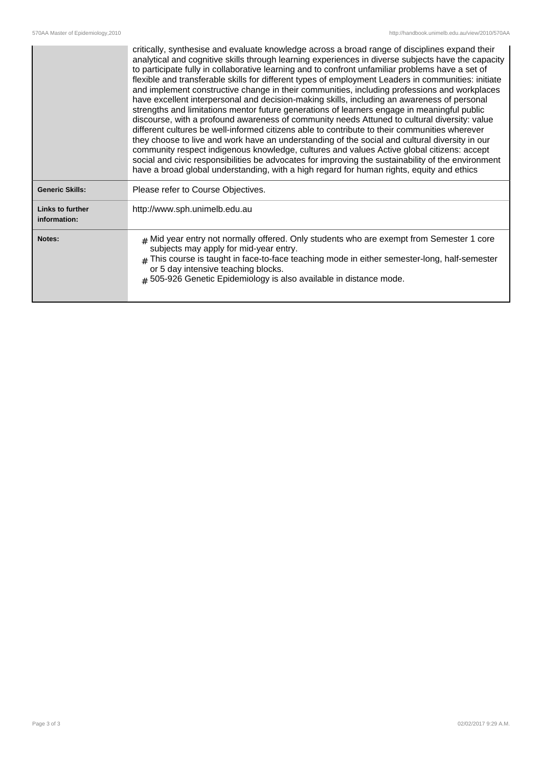| | |
|---|---|
| | critically, synthesise and evaluate knowledge across a broad range of disciplines expand their analytical and cognitive skills through learning experiences in diverse subjects have the capacity to participate fully in collaborative learning and to confront unfamiliar problems have a set of flexible and transferable skills for different types of employment Leaders in communities: initiate and implement constructive change in their communities, including professions and workplaces have excellent interpersonal and decision-making skills, including an awareness of personal strengths and limitations mentor future generations of learners engage in meaningful public discourse, with a profound awareness of community needs Attuned to cultural diversity: value different cultures be well-informed citizens able to contribute to their communities wherever they choose to live and work have an understanding of the social and cultural diversity in our community respect indigenous knowledge, cultures and values Active global citizens: accept social and civic responsibilities be advocates for improving the sustainability of the environment have a broad global understanding, with a high regard for human rights, equity and ethics |
| **Generic Skills:** | Please refer to Course Objectives. |
| **Links to further information:** | http://www.sph.unimelb.edu.au |
| **Notes:** | # Mid year entry not normally offered. Only students who are exempt from Semester 1 core subjects may apply for mid-year entry.<br># This course is taught in face-to-face teaching mode in either semester-long, half-semester or 5 day intensive teaching blocks.<br># 505-926 Genetic Epidemiology is also available in distance mode. |